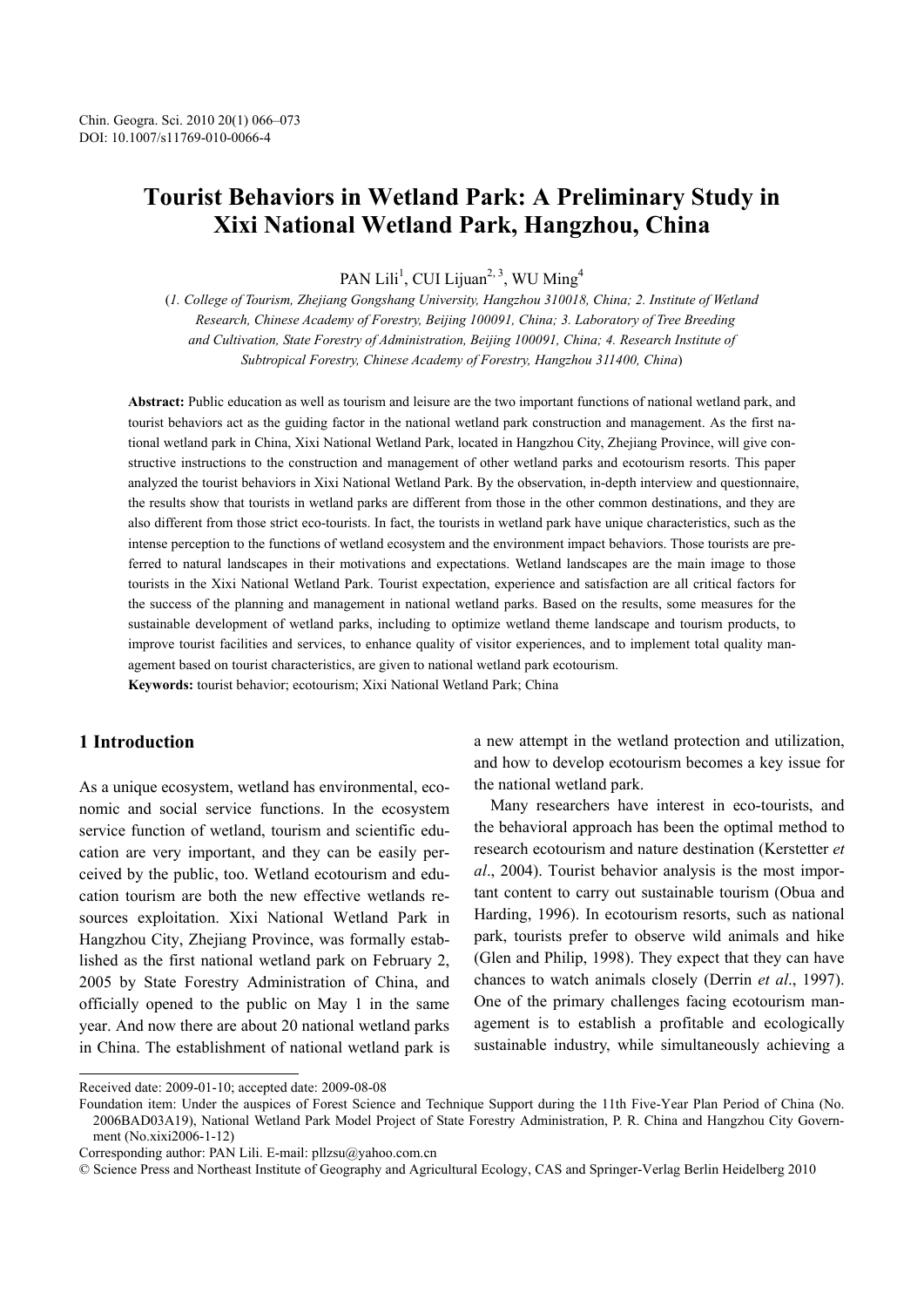Chin. Geogra. Sci. 2010 20(1) 066–073
DOI: 10.1007/s11769-010-0066-4

# Tourist Behaviors in Wetland Park: A Preliminary Study in Xixi National Wetland Park, Hangzhou, China

PAN Lili[1], CUI Lijuan[2, 3], WU Ming[4]

(*1. College of Tourism, Zhejiang Gongshang University, Hangzhou 310018, China; 2. Institute of Wetland Research, Chinese Academy of Forestry, Beijing 100091, China; 3. Laboratory of Tree Breeding and Cultivation, State Forestry of Administration, Beijing 100091, China; 4. Research Institute of Subtropical Forestry, Chinese Academy of Forestry, Hangzhou 311400, China*)

**Abstract:** Public education as well as tourism and leisure are the two important functions of national wetland park, and tourist behaviors act as the guiding factor in the national wetland park construction and management. As the first national wetland park in China, Xixi National Wetland Park, located in Hangzhou City, Zhejiang Province, will give constructive instructions to the construction and management of other wetland parks and ecotourism resorts. This paper analyzed the tourist behaviors in Xixi National Wetland Park. By the observation, in-depth interview and questionnaire, the results show that tourists in wetland parks are different from those in the other common destinations, and they are also different from those strict eco-tourists. In fact, the tourists in wetland park have unique characteristics, such as the intense perception to the functions of wetland ecosystem and the environment impact behaviors. Those tourists are preferred to natural landscapes in their motivations and expectations. Wetland landscapes are the main image to those tourists in the Xixi National Wetland Park. Tourist expectation, experience and satisfaction are all critical factors for the success of the planning and management in national wetland parks. Based on the results, some measures for the sustainable development of wetland parks, including to optimize wetland theme landscape and tourism products, to improve tourist facilities and services, to enhance quality of visitor experiences, and to implement total quality management based on tourist characteristics, are given to national wetland park ecotourism.

**Keywords:** tourist behavior; ecotourism; Xixi National Wetland Park; China

## 1 Introduction

As a unique ecosystem, wetland has environmental, economic and social service functions. In the ecosystem service function of wetland, tourism and scientific education are very important, and they can be easily perceived by the public, too. Wetland ecotourism and education tourism are both the new effective wetlands resources exploitation. Xixi National Wetland Park in Hangzhou City, Zhejiang Province, was formally established as the first national wetland park on February 2, 2005 by State Forestry Administration of China, and officially opened to the public on May 1 in the same year. And now there are about 20 national wetland parks in China. The establishment of national wetland park is a new attempt in the wetland protection and utilization, and how to develop ecotourism becomes a key issue for the national wetland park.

Many researchers have interest in eco-tourists, and the behavioral approach has been the optimal method to research ecotourism and nature destination (Kerstetter *et al*., 2004). Tourist behavior analysis is the most important content to carry out sustainable tourism (Obua and Harding, 1996). In ecotourism resorts, such as national park, tourists prefer to observe wild animals and hike (Glen and Philip, 1998). They expect that they can have chances to watch animals closely (Derrin *et al*., 1997). One of the primary challenges facing ecotourism management is to establish a profitable and ecologically sustainable industry, while simultaneously achieving a

---

Received date: 2009-01-10; accepted date: 2009-08-08

Foundation item: Under the auspices of Forest Science and Technique Support during the 11th Five-Year Plan Period of China (No. 2006BAD03A19), National Wetland Park Model Project of State Forestry Administration, P. R. China and Hangzhou City Government (No.xixi2006-1-12)

Corresponding author: PAN Lili. E-mail: pllzsu@yahoo.com.cn

© Science Press and Northeast Institute of Geography and Agricultural Ecology, CAS and Springer-Verlag Berlin Heidelberg 2010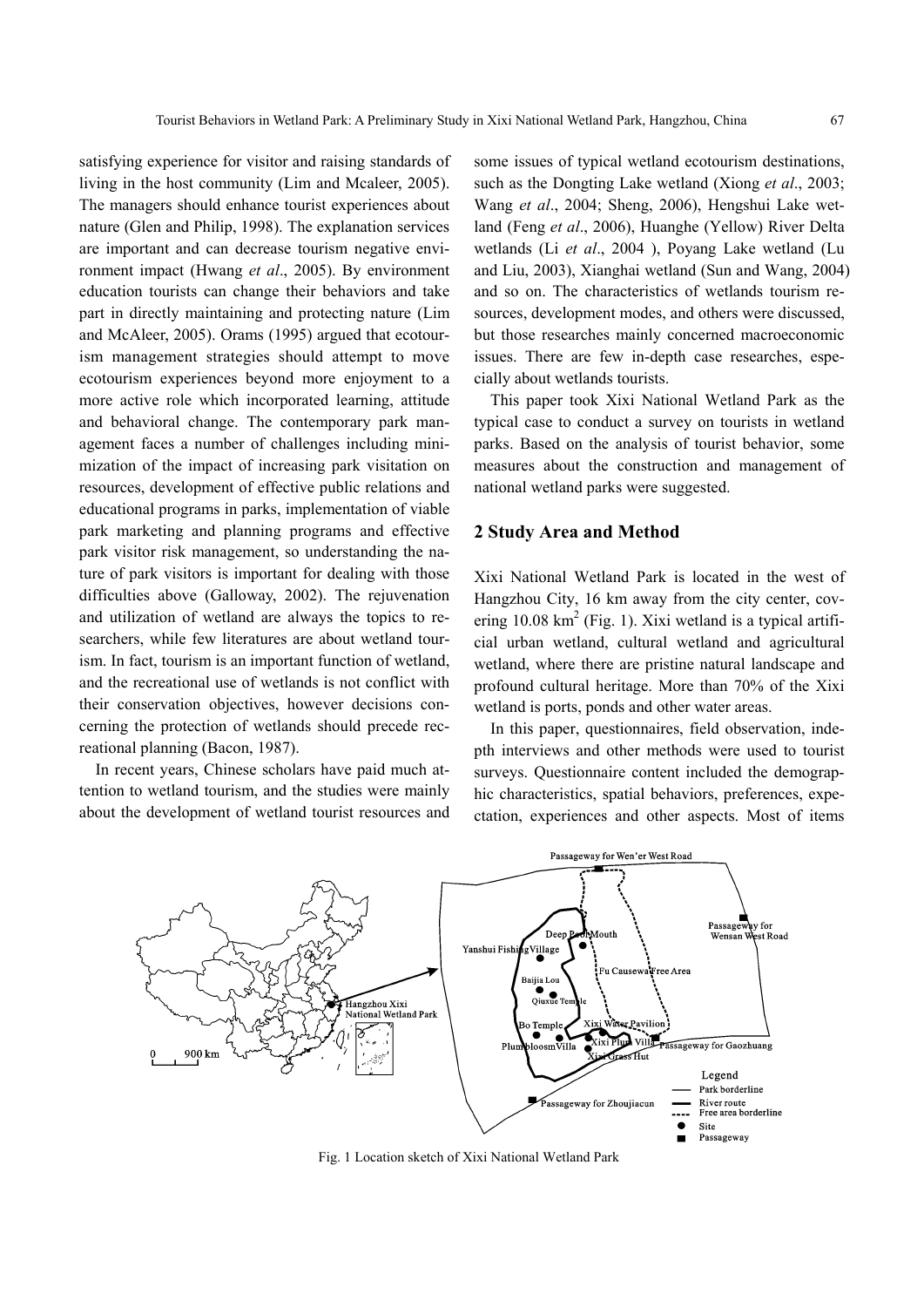satisfying experience for visitor and raising standards of living in the host community (Lim and Mcaleer, 2005). The managers should enhance tourist experiences about nature (Glen and Philip, 1998). The explanation services are important and can decrease tourism negative environment impact (Hwang *et al*., 2005). By environment education tourists can change their behaviors and take part in directly maintaining and protecting nature (Lim and McAleer, 2005). Orams (1995) argued that ecotourism management strategies should attempt to move ecotourism experiences beyond more enjoyment to a more active role which incorporated learning, attitude and behavioral change. The contemporary park management faces a number of challenges including minimization of the impact of increasing park visitation on resources, development of effective public relations and educational programs in parks, implementation of viable park marketing and planning programs and effective park visitor risk management, so understanding the nature of park visitors is important for dealing with those difficulties above (Galloway, 2002). The rejuvenation and utilization of wetland are always the topics to researchers, while few literatures are about wetland tourism. In fact, tourism is an important function of wetland, and the recreational use of wetlands is not conflict with their conservation objectives, however decisions concerning the protection of wetlands should precede recreational planning (Bacon, 1987).

In recent years, Chinese scholars have paid much attention to wetland tourism, and the studies were mainly about the development of wetland tourist resources and some issues of typical wetland ecotourism destinations, such as the Dongting Lake wetland (Xiong *et al*., 2003; Wang *et al*., 2004; Sheng, 2006), Hengshui Lake wetland (Feng *et al*., 2006), Huanghe (Yellow) River Delta wetlands (Li *et al*., 2004 ), Poyang Lake wetland (Lu and Liu, 2003), Xianghai wetland (Sun and Wang, 2004) and so on. The characteristics of wetlands tourism resources, development modes, and others were discussed, but those researches mainly concerned macroeconomic issues. There are few in-depth case researches, especially about wetlands tourists.

This paper took Xixi National Wetland Park as the typical case to conduct a survey on tourists in wetland parks. Based on the analysis of tourist behavior, some measures about the construction and management of national wetland parks were suggested.

## 2 Study Area and Method

Xixi National Wetland Park is located in the west of Hangzhou City, 16 km away from the city center, covering 10.08 km$^2$ (Fig. 1). Xixi wetland is a typical artificial urban wetland, cultural wetland and agricultural wetland, where there are pristine natural landscape and profound cultural heritage. More than 70% of the Xixi wetland is ports, ponds and other water areas.

In this paper, questionnaires, field observation, indepth interviews and other methods were used to tourist surveys. Questionnaire content included the demographic characteristics, spatial behaviors, preferences, expectation, experiences and other aspects. Most of items

Fig. 1 Location sketch of Xixi National Wetland Park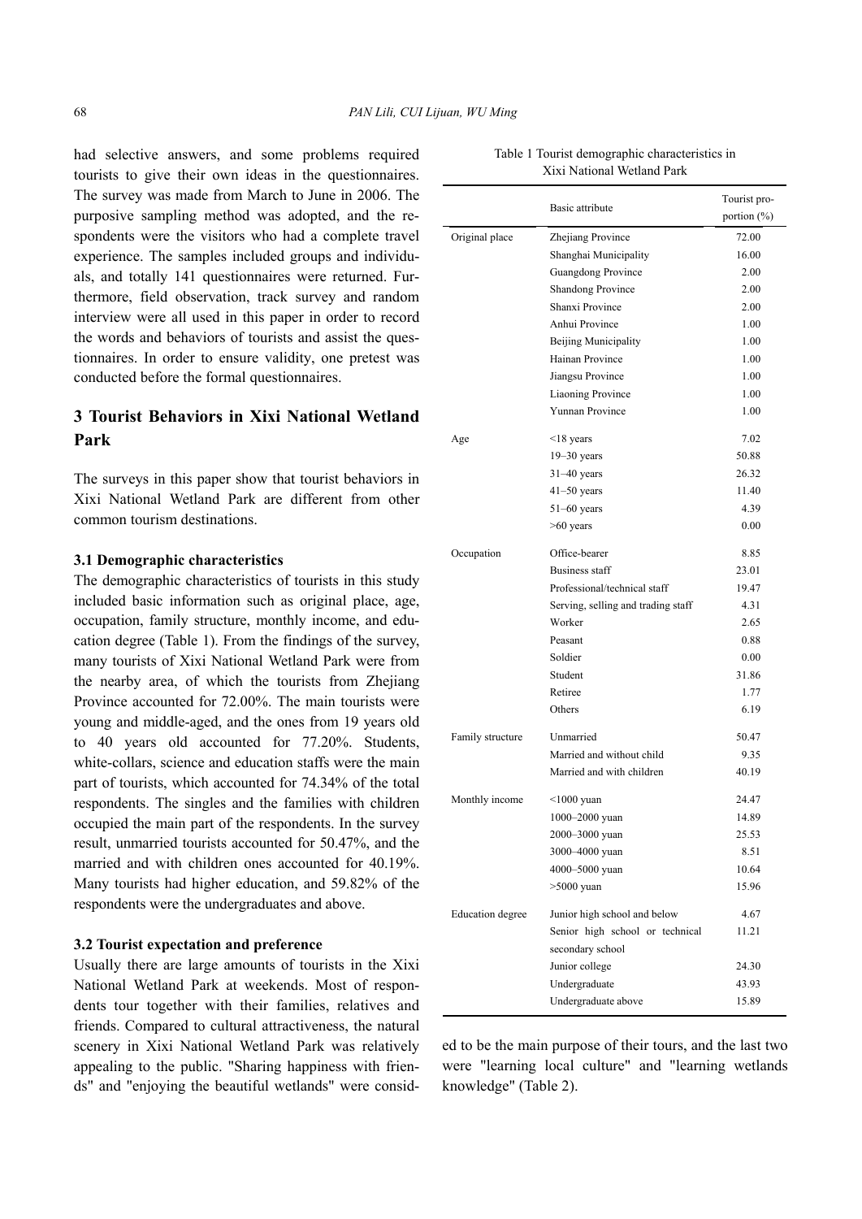had selective answers, and some problems required tourists to give their own ideas in the questionnaires. The survey was made from March to June in 2006. The purposive sampling method was adopted, and the respondents were the visitors who had a complete travel experience. The samples included groups and individuals, and totally 141 questionnaires were returned. Furthermore, field observation, track survey and random interview were all used in this paper in order to record the words and behaviors of tourists and assist the questionnaires. In order to ensure validity, one pretest was conducted before the formal questionnaires.

## 3 Tourist Behaviors in Xixi National Wetland Park

The surveys in this paper show that tourist behaviors in Xixi National Wetland Park are different from other common tourism destinations.

### 3.1 Demographic characteristics

The demographic characteristics of tourists in this study included basic information such as original place, age, occupation, family structure, monthly income, and education degree (Table 1). From the findings of the survey, many tourists of Xixi National Wetland Park were from the nearby area, of which the tourists from Zhejiang Province accounted for 72.00%. The main tourists were young and middle-aged, and the ones from 19 years old to 40 years old accounted for 77.20%. Students, white-collars, science and education staffs were the main part of tourists, which accounted for 74.34% of the total respondents. The singles and the families with children occupied the main part of the respondents. In the survey result, unmarried tourists accounted for 50.47%, and the married and with children ones accounted for 40.19%. Many tourists had higher education, and 59.82% of the respondents were the undergraduates and above.

Table 1 Tourist demographic characteristics in Xixi National Wetland Park

| | Basic attribute | Tourist proportion (%) |
|---|---|---|
| Original place | Zhejiang Province | 72.00 |
| | Shanghai Municipality | 16.00 |
| | Guangdong Province | 2.00 |
| | Shandong Province | 2.00 |
| | Shanxi Province | 2.00 |
| | Anhui Province | 1.00 |
| | Beijing Municipality | 1.00 |
| | Hainan Province | 1.00 |
| | Jiangsu Province | 1.00 |
| | Liaoning Province | 1.00 |
| | Yunnan Province | 1.00 |
| Age | <18 years | 7.02 |
| | 19–30 years | 50.88 |
| | 31–40 years | 26.32 |
| | 41–50 years | 11.40 |
| | 51–60 years | 4.39 |
| | >60 years | 0.00 |
| Occupation | Office-bearer | 8.85 |
| | Business staff | 23.01 |
| | Professional/technical staff | 19.47 |
| | Serving, selling and trading staff | 4.31 |
| | Worker | 2.65 |
| | Peasant | 0.88 |
| | Soldier | 0.00 |
| | Student | 31.86 |
| | Retiree | 1.77 |
| | Others | 6.19 |
| Family structure | Unmarried | 50.47 |
| | Married and without child | 9.35 |
| | Married and with children | 40.19 |
| Monthly income | <1000 yuan | 24.47 |
| | 1000–2000 yuan | 14.89 |
| | 2000–3000 yuan | 25.53 |
| | 3000–4000 yuan | 8.51 |
| | 4000–5000 yuan | 10.64 |
| | >5000 yuan | 15.96 |
| Education degree | Junior high school and below | 4.67 |
| | Senior high school or technical secondary school | 11.21 |
| | Junior college | 24.30 |
| | Undergraduate | 43.93 |
| | Undergraduate above | 15.89 |

### 3.2 Tourist expectation and preference

Usually there are large amounts of tourists in the Xixi National Wetland Park at weekends. Most of respondents tour together with their families, relatives and friends. Compared to cultural attractiveness, the natural scenery in Xixi National Wetland Park was relatively appealing to the public. "Sharing happiness with friends" and "enjoying the beautiful wetlands" were considered to be the main purpose of their tours, and the last two were "learning local culture" and "learning wetlands knowledge" (Table 2).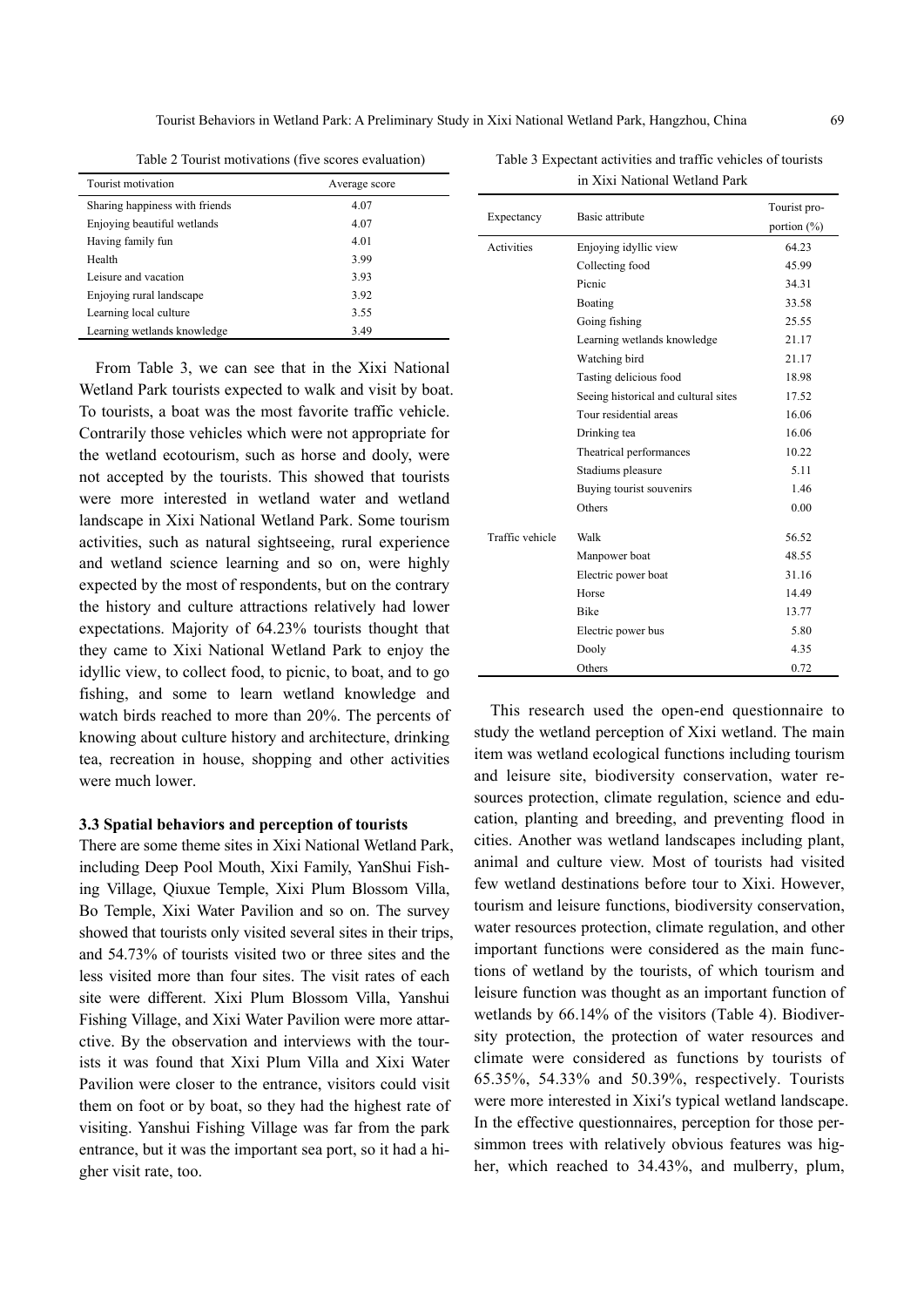Table 2 Tourist motivations (five scores evaluation)

| Tourist motivation | Average score |
|---|---|
| Sharing happiness with friends | 4.07 |
| Enjoying beautiful wetlands | 4.07 |
| Having family fun | 4.01 |
| Health | 3.99 |
| Leisure and vacation | 3.93 |
| Enjoying rural landscape | 3.92 |
| Learning local culture | 3.55 |
| Learning wetlands knowledge | 3.49 |

From Table 3, we can see that in the Xixi National Wetland Park tourists expected to walk and visit by boat. To tourists, a boat was the most favorite traffic vehicle. Contrarily those vehicles which were not appropriate for the wetland ecotourism, such as horse and dooly, were not accepted by the tourists. This showed that tourists were more interested in wetland water and wetland landscape in Xixi National Wetland Park. Some tourism activities, such as natural sightseeing, rural experience and wetland science learning and so on, were highly expected by the most of respondents, but on the contrary the history and culture attractions relatively had lower expectations. Majority of 64.23% tourists thought that they came to Xixi National Wetland Park to enjoy the idyllic view, to collect food, to picnic, to boat, and to go fishing, and some to learn wetland knowledge and watch birds reached to more than 20%. The percents of knowing about culture history and architecture, drinking tea, recreation in house, shopping and other activities were much lower.

### 3.3 Spatial behaviors and perception of tourists

There are some theme sites in Xixi National Wetland Park, including Deep Pool Mouth, Xixi Family, YanShui Fishing Village, Qiuxue Temple, Xixi Plum Blossom Villa, Bo Temple, Xixi Water Pavilion and so on. The survey showed that tourists only visited several sites in their trips, and 54.73% of tourists visited two or three sites and the less visited more than four sites. The visit rates of each site were different. Xixi Plum Blossom Villa, Yanshui Fishing Village, and Xixi Water Pavilion were more attarctive. By the observation and interviews with the tourists it was found that Xixi Plum Villa and Xixi Water Pavilion were closer to the entrance, visitors could visit them on foot or by boat, so they had the highest rate of visiting. Yanshui Fishing Village was far from the park entrance, but it was the important sea port, so it had a higher visit rate, too.

Table 3 Expectant activities and traffic vehicles of tourists in Xixi National Wetland Park

| Expectancy | Basic attribute | Tourist proportion (%) |
|---|---|---|
| Activities | Enjoying idyllic view | 64.23 |
| | Collecting food | 45.99 |
| | Picnic | 34.31 |
| | Boating | 33.58 |
| | Going fishing | 25.55 |
| | Learning wetlands knowledge | 21.17 |
| | Watching bird | 21.17 |
| | Tasting delicious food | 18.98 |
| | Seeing historical and cultural sites | 17.52 |
| | Tour residential areas | 16.06 |
| | Drinking tea | 16.06 |
| | Theatrical performances | 10.22 |
| | Stadiums pleasure | 5.11 |
| | Buying tourist souvenirs | 1.46 |
| | Others | 0.00 |
| Traffic vehicle | Walk | 56.52 |
| | Manpower boat | 48.55 |
| | Electric power boat | 31.16 |
| | Horse | 14.49 |
| | Bike | 13.77 |
| | Electric power bus | 5.80 |
| | Dooly | 4.35 |
| | Others | 0.72 |

This research used the open-end questionnaire to study the wetland perception of Xixi wetland. The main item was wetland ecological functions including tourism and leisure site, biodiversity conservation, water resources protection, climate regulation, science and education, planting and breeding, and preventing flood in cities. Another was wetland landscapes including plant, animal and culture view. Most of tourists had visited few wetland destinations before tour to Xixi. However, tourism and leisure functions, biodiversity conservation, water resources protection, climate regulation, and other important functions were considered as the main functions of wetland by the tourists, of which tourism and leisure function was thought as an important function of wetlands by 66.14% of the visitors (Table 4). Biodiversity protection, the protection of water resources and climate were considered as functions by tourists of 65.35%, 54.33% and 50.39%, respectively. Tourists were more interested in Xixi′s typical wetland landscape. In the effective questionnaires, perception for those persimmon trees with relatively obvious features was higher, which reached to 34.43%, and mulberry, plum,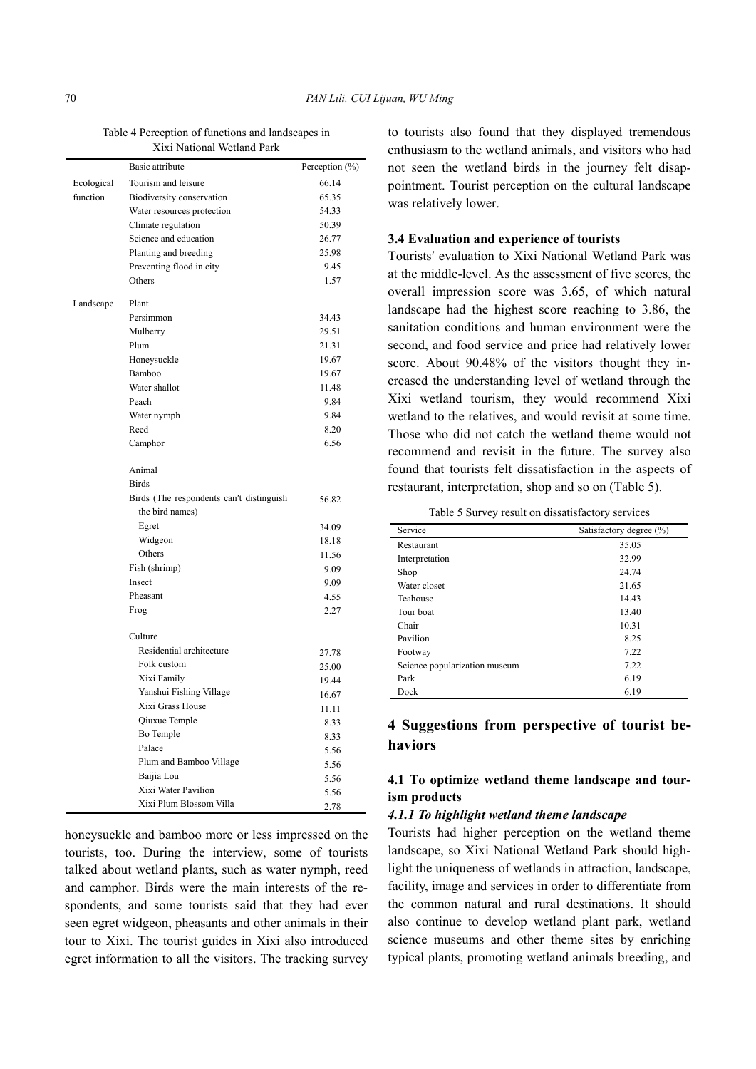Table 4 Perception of functions and landscapes in Xixi National Wetland Park

| | Basic attribute | Perception (%) |
|---|---|---|
| Ecological function | Tourism and leisure | 66.14 |
| | Biodiversity conservation | 65.35 |
| | Water resources protection | 54.33 |
| | Climate regulation | 50.39 |
| | Science and education | 26.77 |
| | Planting and breeding | 25.98 |
| | Preventing flood in city | 9.45 |
| | Others | 1.57 |
| Landscape | Plant | |
| | Persimmon | 34.43 |
| | Mulberry | 29.51 |
| | Plum | 21.31 |
| | Honeysuckle | 19.67 |
| | Bamboo | 19.67 |
| | Water shallot | 11.48 |
| | Peach | 9.84 |
| | Water nymph | 9.84 |
| | Reed | 8.20 |
| | Camphor | 6.56 |
| | Animal | |
| | Birds | |
| | Birds (The respondents can't distinguish the bird names) | 56.82 |
| | Egret | 34.09 |
| | Widgeon | 18.18 |
| | Others | 11.56 |
| | Fish (shrimp) | 9.09 |
| | Insect | 9.09 |
| | Pheasant | 4.55 |
| | Frog | 2.27 |
| | Culture | |
| | Residential architecture | 27.78 |
| | Folk custom | 25.00 |
| | Xixi Family | 19.44 |
| | Yanshui Fishing Village | 16.67 |
| | Xixi Grass House | 11.11 |
| | Qiuxue Temple | 8.33 |
| | Bo Temple | 8.33 |
| | Palace | 5.56 |
| | Plum and Bamboo Village | 5.56 |
| | Baijia Lou | 5.56 |
| | Xixi Water Pavilion | 5.56 |
| | Xixi Plum Blossom Villa | 2.78 |

honeysuckle and bamboo more or less impressed on the tourists, too. During the interview, some of tourists talked about wetland plants, such as water nymph, reed and camphor. Birds were the main interests of the respondents, and some tourists said that they had ever seen egret widgeon, pheasants and other animals in their tour to Xixi. The tourist guides in Xixi also introduced egret information to all the visitors. The tracking survey to tourists also found that they displayed tremendous enthusiasm to the wetland animals, and visitors who had not seen the wetland birds in the journey felt disappointment. Tourist perception on the cultural landscape was relatively lower.

### 3.4 Evaluation and experience of tourists

Tourists′ evaluation to Xixi National Wetland Park was at the middle-level. As the assessment of five scores, the overall impression score was 3.65, of which natural landscape had the highest score reaching to 3.86, the sanitation conditions and human environment were the second, and food service and price had relatively lower score. About 90.48% of the visitors thought they increased the understanding level of wetland through the Xixi wetland tourism, they would recommend Xixi wetland to the relatives, and would revisit at some time. Those who did not catch the wetland theme would not recommend and revisit in the future. The survey also found that tourists felt dissatisfaction in the aspects of restaurant, interpretation, shop and so on (Table 5).

Table 5 Survey result on dissatisfactory services

| Service | Satisfactory degree (%) |
|---|---|
| Restaurant | 35.05 |
| Interpretation | 32.99 |
| Shop | 24.74 |
| Water closet | 21.65 |
| Teahouse | 14.43 |
| Tour boat | 13.40 |
| Chair | 10.31 |
| Pavilion | 8.25 |
| Footway | 7.22 |
| Science popularization museum | 7.22 |
| Park | 6.19 |
| Dock | 6.19 |

## 4 Suggestions from perspective of tourist behaviors

### 4.1 To optimize wetland theme landscape and tourism products

#### *4.1.1 To highlight wetland theme landscape*

Tourists had higher perception on the wetland theme landscape, so Xixi National Wetland Park should highlight the uniqueness of wetlands in attraction, landscape, facility, image and services in order to differentiate from the common natural and rural destinations. It should also continue to develop wetland plant park, wetland science museums and other theme sites by enriching typical plants, promoting wetland animals breeding, and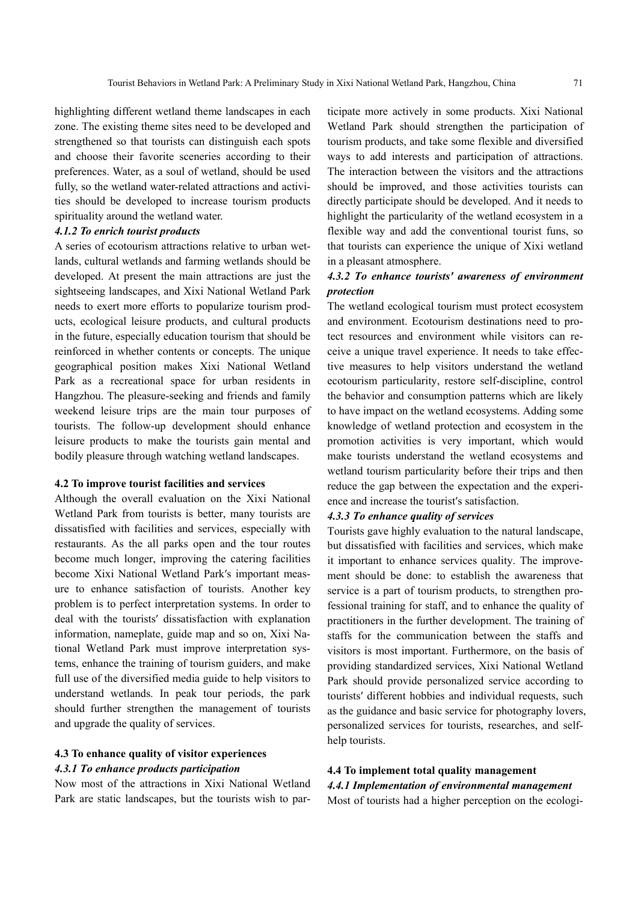highlighting different wetland theme landscapes in each zone. The existing theme sites need to be developed and strengthened so that tourists can distinguish each spots and choose their favorite sceneries according to their preferences. Water, as a soul of wetland, should be used fully, so the wetland water-related attractions and activities should be developed to increase tourism products spirituality around the wetland water.

#### *4.1.2 To enrich tourist products*

A series of ecotourism attractions relative to urban wetlands, cultural wetlands and farming wetlands should be developed. At present the main attractions are just the sightseeing landscapes, and Xixi National Wetland Park needs to exert more efforts to popularize tourism products, ecological leisure products, and cultural products in the future, especially education tourism that should be reinforced in whether contents or concepts. The unique geographical position makes Xixi National Wetland Park as a recreational space for urban residents in Hangzhou. The pleasure-seeking and friends and family weekend leisure trips are the main tour purposes of tourists. The follow-up development should enhance leisure products to make the tourists gain mental and bodily pleasure through watching wetland landscapes.

### 4.2 To improve tourist facilities and services

Although the overall evaluation on the Xixi National Wetland Park from tourists is better, many tourists are dissatisfied with facilities and services, especially with restaurants. As the all parks open and the tour routes become much longer, improving the catering facilities become Xixi National Wetland Park′s important measure to enhance satisfaction of tourists. Another key problem is to perfect interpretation systems. In order to deal with the tourists′ dissatisfaction with explanation information, nameplate, guide map and so on, Xixi National Wetland Park must improve interpretation systems, enhance the training of tourism guiders, and make full use of the diversified media guide to help visitors to understand wetlands. In peak tour periods, the park should further strengthen the management of tourists and upgrade the quality of services.

### 4.3 To enhance quality of visitor experiences

#### *4.3.1 To enhance products participation*

Now most of the attractions in Xixi National Wetland Park are static landscapes, but the tourists wish to participate more actively in some products. Xixi National Wetland Park should strengthen the participation of tourism products, and take some flexible and diversified ways to add interests and participation of attractions. The interaction between the visitors and the attractions should be improved, and those activities tourists can directly participate should be developed. And it needs to highlight the particularity of the wetland ecosystem in a flexible way and add the conventional tourist funs, so that tourists can experience the unique of Xixi wetland in a pleasant atmosphere.

#### *4.3.2 To enhance tourists' awareness of environment protection*

The wetland ecological tourism must protect ecosystem and environment. Ecotourism destinations need to protect resources and environment while visitors can receive a unique travel experience. It needs to take effective measures to help visitors understand the wetland ecotourism particularity, restore self-discipline, control the behavior and consumption patterns which are likely to have impact on the wetland ecosystems. Adding some knowledge of wetland protection and ecosystem in the promotion activities is very important, which would make tourists understand the wetland ecosystems and wetland tourism particularity before their trips and then reduce the gap between the expectation and the experience and increase the tourist′s satisfaction.

#### *4.3.3 To enhance quality of services*

Tourists gave highly evaluation to the natural landscape, but dissatisfied with facilities and services, which make it important to enhance services quality. The improvement should be done: to establish the awareness that service is a part of tourism products, to strengthen professional training for staff, and to enhance the quality of practitioners in the further development. The training of staffs for the communication between the staffs and visitors is most important. Furthermore, on the basis of providing standardized services, Xixi National Wetland Park should provide personalized service according to tourists′ different hobbies and individual requests, such as the guidance and basic service for photography lovers, personalized services for tourists, researches, and self-help tourists.

### 4.4 To implement total quality management

#### *4.4.1 Implementation of environmental management*

Most of tourists had a higher perception on the ecologi-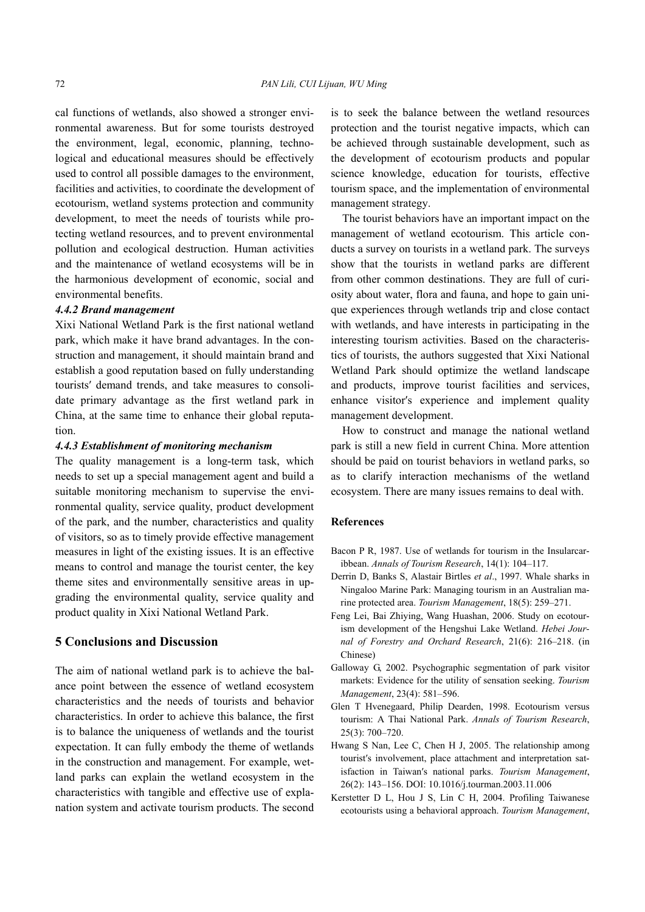cal functions of wetlands, also showed a stronger environmental awareness. But for some tourists destroyed the environment, legal, economic, planning, technological and educational measures should be effectively used to control all possible damages to the environment, facilities and activities, to coordinate the development of ecotourism, wetland systems protection and community development, to meet the needs of tourists while protecting wetland resources, and to prevent environmental pollution and ecological destruction. Human activities and the maintenance of wetland ecosystems will be in the harmonious development of economic, social and environmental benefits.

#### *4.4.2 Brand management*

Xixi National Wetland Park is the first national wetland park, which make it have brand advantages. In the construction and management, it should maintain brand and establish a good reputation based on fully understanding tourists′ demand trends, and take measures to consolidate primary advantage as the first wetland park in China, at the same time to enhance their global reputation.

#### *4.4.3 Establishment of monitoring mechanism*

The quality management is a long-term task, which needs to set up a special management agent and build a suitable monitoring mechanism to supervise the environmental quality, service quality, product development of the park, and the number, characteristics and quality of visitors, so as to timely provide effective management measures in light of the existing issues. It is an effective means to control and manage the tourist center, the key theme sites and environmentally sensitive areas in upgrading the environmental quality, service quality and product quality in Xixi National Wetland Park.

## 5 Conclusions and Discussion

The aim of national wetland park is to achieve the balance point between the essence of wetland ecosystem characteristics and the needs of tourists and behavior characteristics. In order to achieve this balance, the first is to balance the uniqueness of wetlands and the tourist expectation. It can fully embody the theme of wetlands in the construction and management. For example, wetland parks can explain the wetland ecosystem in the characteristics with tangible and effective use of explanation system and activate tourism products. The second is to seek the balance between the wetland resources protection and the tourist negative impacts, which can be achieved through sustainable development, such as the development of ecotourism products and popular science knowledge, education for tourists, effective tourism space, and the implementation of environmental management strategy.

The tourist behaviors have an important impact on the management of wetland ecotourism. This article conducts a survey on tourists in a wetland park. The surveys show that the tourists in wetland parks are different from other common destinations. They are full of curiosity about water, flora and fauna, and hope to gain unique experiences through wetlands trip and close contact with wetlands, and have interests in participating in the interesting tourism activities. Based on the characteristics of tourists, the authors suggested that Xixi National Wetland Park should optimize the wetland landscape and products, improve tourist facilities and services, enhance visitor′s experience and implement quality management development.

How to construct and manage the national wetland park is still a new field in current China. More attention should be paid on tourist behaviors in wetland parks, so as to clarify interaction mechanisms of the wetland ecosystem. There are many issues remains to deal with.

## References

Bacon P R, 1987. Use of wetlands for tourism in the Insularcaribbean. *Annals of Tourism Research*, 14(1): 104–117.

Derrin D, Banks S, Alastair Birtles *et al*., 1997. Whale sharks in Ningaloo Marine Park: Managing tourism in an Australian marine protected area. *Tourism Management*, 18(5): 259–271.

Feng Lei, Bai Zhiying, Wang Huashan, 2006. Study on ecotourism development of the Hengshui Lake Wetland. *Hebei Journal of Forestry and Orchard Research*, 21(6): 216–218. (in Chinese)

Galloway G, 2002. Psychographic segmentation of park visitor markets: Evidence for the utility of sensation seeking. *Tourism Management*, 23(4): 581–596.

Glen T Hvenegaard, Philip Dearden, 1998. Ecotourism versus tourism: A Thai National Park. *Annals of Tourism Research*, 25(3): 700–720.

Hwang S Nan, Lee C, Chen H J, 2005. The relationship among tourist′s involvement, place attachment and interpretation satisfaction in Taiwan′s national parks. *Tourism Management*, 26(2): 143–156. DOI: 10.1016/j.tourman.2003.11.006

Kerstetter D L, Hou J S, Lin C H, 2004. Profiling Taiwanese ecotourists using a behavioral approach. *Tourism Management*,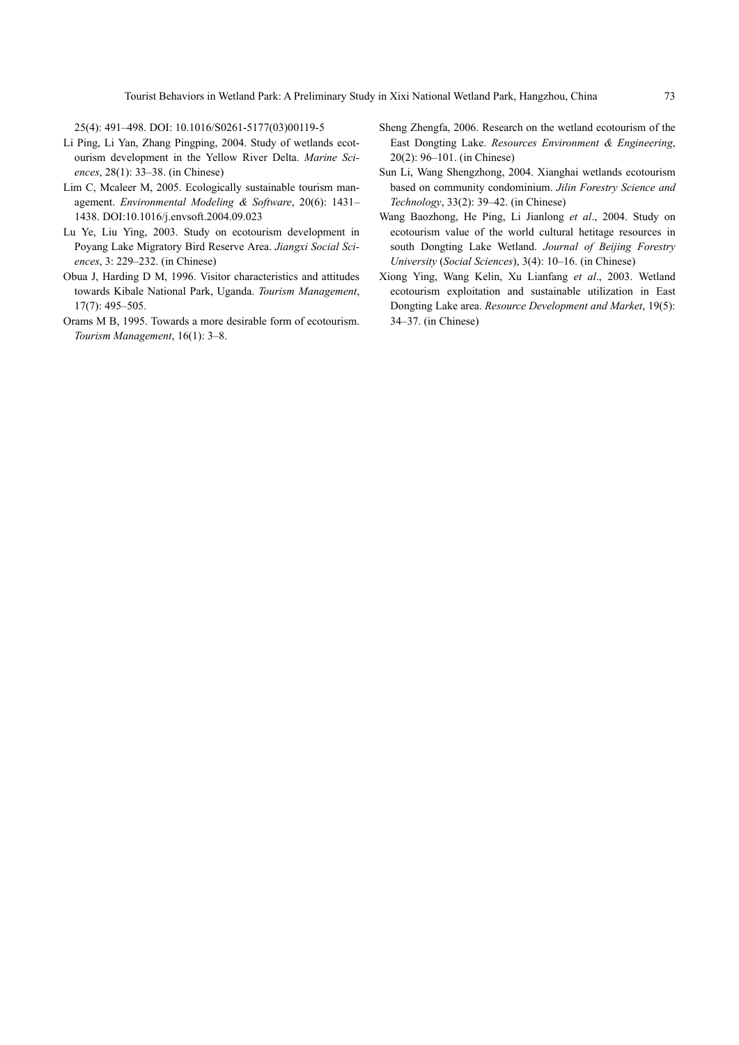25(4): 491–498. DOI: 10.1016/S0261-5177(03)00119-5

Li Ping, Li Yan, Zhang Pingping, 2004. Study of wetlands ecotourism development in the Yellow River Delta. *Marine Sciences*, 28(1): 33–38. (in Chinese)

Lim C, Mcaleer M, 2005. Ecologically sustainable tourism management. *Environmental Modeling & Software*, 20(6): 1431–1438. DOI:10.1016/j.envsoft.2004.09.023

Lu Ye, Liu Ying, 2003. Study on ecotourism development in Poyang Lake Migratory Bird Reserve Area. *Jiangxi Social Sciences*, 3: 229–232. (in Chinese)

Obua J, Harding D M, 1996. Visitor characteristics and attitudes towards Kibale National Park, Uganda. *Tourism Management*, 17(7): 495–505.

Orams M B, 1995. Towards a more desirable form of ecotourism. *Tourism Management*, 16(1): 3–8.

Sheng Zhengfa, 2006. Research on the wetland ecotourism of the East Dongting Lake. *Resources Environment & Engineering*, 20(2): 96–101. (in Chinese)

Sun Li, Wang Shengzhong, 2004. Xianghai wetlands ecotourism based on community condominium. *Jilin Forestry Science and Technology*, 33(2): 39–42. (in Chinese)

Wang Baozhong, He Ping, Li Jianlong *et al*., 2004. Study on ecotourism value of the world cultural hetitage resources in south Dongting Lake Wetland. *Journal of Beijing Forestry University* (*Social Sciences*), 3(4): 10–16. (in Chinese)

Xiong Ying, Wang Kelin, Xu Lianfang *et al*., 2003. Wetland ecotourism exploitation and sustainable utilization in East Dongting Lake area. *Resource Development and Market*, 19(5): 34–37. (in Chinese)